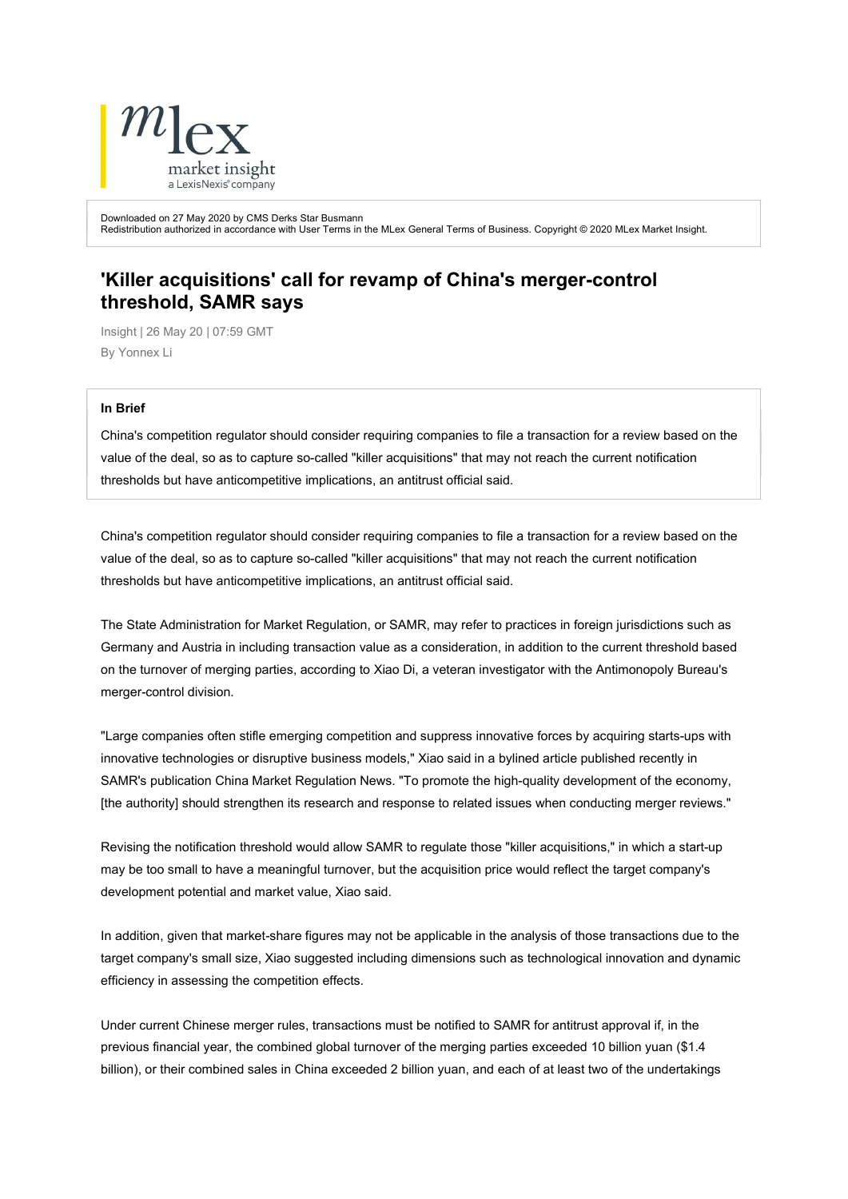Downloaded on 27 May 2020 by CMS Derks Star Busmann
Redistribution authorized in accordance with User Terms in the MLex General Terms of Business. Copyright © 2020 MLex Market Insight.

# 'Killer acquisitions' call for revamp of China's merger-control threshold, SAMR says

Insight | 26 May 20 | 07:59 GMT
By Yonnex Li

**In Brief**

China's competition regulator should consider requiring companies to file a transaction for a review based on the value of the deal, so as to capture so-called "killer acquisitions" that may not reach the current notification thresholds but have anticompetitive implications, an antitrust official said.

China's competition regulator should consider requiring companies to file a transaction for a review based on the value of the deal, so as to capture so-called "killer acquisitions" that may not reach the current notification thresholds but have anticompetitive implications, an antitrust official said.

The State Administration for Market Regulation, or SAMR, may refer to practices in foreign jurisdictions such as Germany and Austria in including transaction value as a consideration, in addition to the current threshold based on the turnover of merging parties, according to Xiao Di, a veteran investigator with the Antimonopoly Bureau's merger-control division.

"Large companies often stifle emerging competition and suppress innovative forces by acquiring starts-ups with innovative technologies or disruptive business models," Xiao said in a bylined article published recently in SAMR's publication China Market Regulation News. "To promote the high-quality development of the economy, [the authority] should strengthen its research and response to related issues when conducting merger reviews."

Revising the notification threshold would allow SAMR to regulate those "killer acquisitions," in which a start-up may be too small to have a meaningful turnover, but the acquisition price would reflect the target company's development potential and market value, Xiao said.

In addition, given that market-share figures may not be applicable in the analysis of those transactions due to the target company's small size, Xiao suggested including dimensions such as technological innovation and dynamic efficiency in assessing the competition effects.

Under current Chinese merger rules, transactions must be notified to SAMR for antitrust approval if, in the previous financial year, the combined global turnover of the merging parties exceeded 10 billion yuan ($1.4 billion), or their combined sales in China exceeded 2 billion yuan, and each of at least two of the undertakings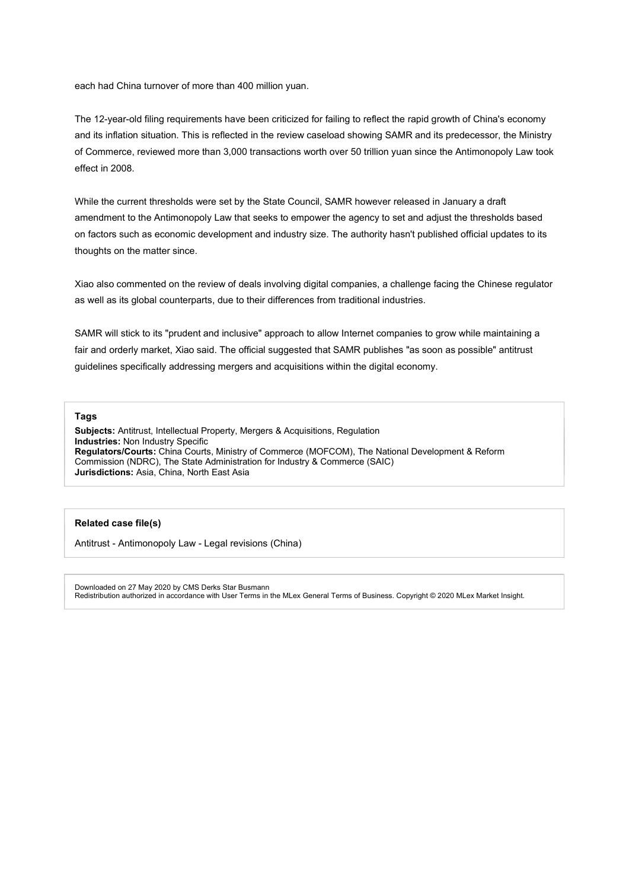each had China turnover of more than 400 million yuan.

The 12-year-old filing requirements have been criticized for failing to reflect the rapid growth of China's economy and its inflation situation. This is reflected in the review caseload showing SAMR and its predecessor, the Ministry of Commerce, reviewed more than 3,000 transactions worth over 50 trillion yuan since the Antimonopoly Law took effect in 2008.

While the current thresholds were set by the State Council, SAMR however released in January a draft amendment to the Antimonopoly Law that seeks to empower the agency to set and adjust the thresholds based on factors such as economic development and industry size. The authority hasn't published official updates to its thoughts on the matter since.

Xiao also commented on the review of deals involving digital companies, a challenge facing the Chinese regulator as well as its global counterparts, due to their differences from traditional industries.

SAMR will stick to its "prudent and inclusive" approach to allow Internet companies to grow while maintaining a fair and orderly market, Xiao said. The official suggested that SAMR publishes "as soon as possible" antitrust guidelines specifically addressing mergers and acquisitions within the digital economy.

**Tags**

**Subjects:** Antitrust, Intellectual Property, Mergers & Acquisitions, Regulation
**Industries:** Non Industry Specific
**Regulators/Courts:** China Courts, Ministry of Commerce (MOFCOM), The National Development & Reform Commission (NDRC), The State Administration for Industry & Commerce (SAIC)
**Jurisdictions:** Asia, China, North East Asia

**Related case file(s)**

Antitrust - Antimonopoly Law - Legal revisions (China)

Downloaded on 27 May 2020 by CMS Derks Star Busmann
Redistribution authorized in accordance with User Terms in the MLex General Terms of Business. Copyright © 2020 MLex Market Insight.